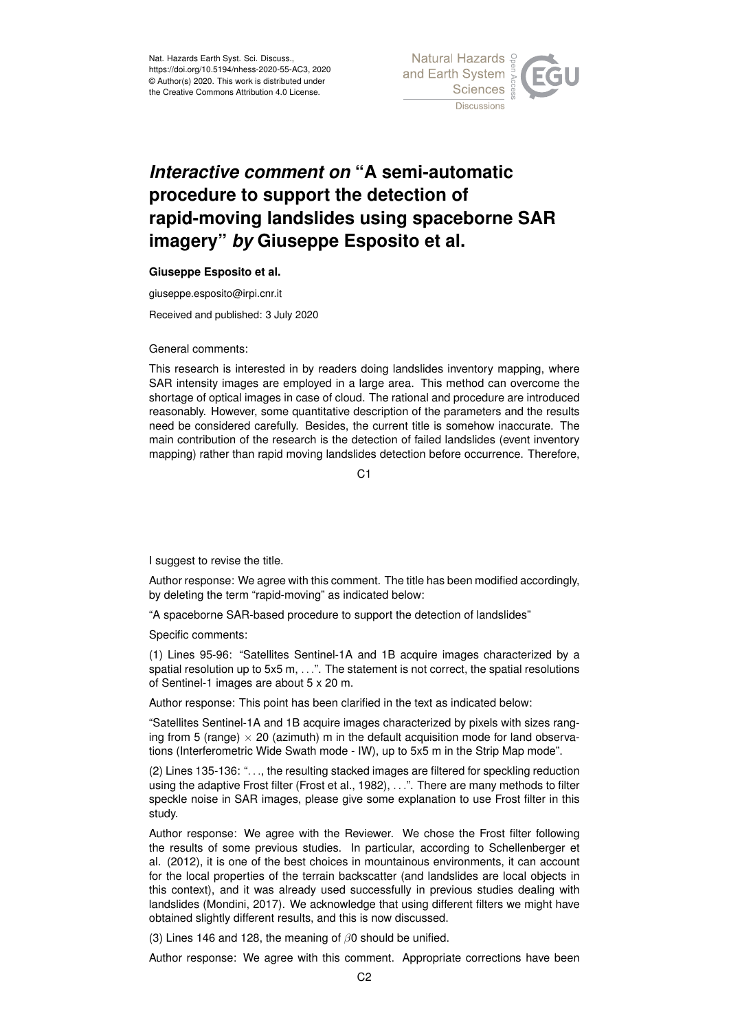# *Interactive comment on* "A semi-automatic procedure to support the detection of rapid-moving landslides using spaceborne SAR imagery" *by* Giuseppe Esposito et al.

**Giuseppe Esposito et al.**

giuseppe.esposito@irpi.cnr.it

Received and published: 3 July 2020

General comments:

This research is interested in by readers doing landslides inventory mapping, where SAR intensity images are employed in a large area. This method can overcome the shortage of optical images in case of cloud. The rational and procedure are introduced reasonably. However, some quantitative description of the parameters and the results need be considered carefully. Besides, the current title is somehow inaccurate. The main contribution of the research is the detection of failed landslides (event inventory mapping) rather than rapid moving landslides detection before occurrence. Therefore, I suggest to revise the title.

Author response: We agree with this comment. The title has been modified accordingly, by deleting the term "rapid-moving" as indicated below:

"A spaceborne SAR-based procedure to support the detection of landslides"

Specific comments:

(1) Lines 95-96: "Satellites Sentinel-1A and 1B acquire images characterized by a spatial resolution up to 5x5 m, . . .". The statement is not correct, the spatial resolutions of Sentinel-1 images are about 5 x 20 m.

Author response: This point has been clarified in the text as indicated below:

"Satellites Sentinel-1A and 1B acquire images characterized by pixels with sizes ranging from 5 (range) $\times$ 20 (azimuth) m in the default acquisition mode for land observations (Interferometric Wide Swath mode - IW), up to 5x5 m in the Strip Map mode".

(2) Lines 135-136: ". . ., the resulting stacked images are filtered for speckling reduction using the adaptive Frost filter (Frost et al., 1982), . . .". There are many methods to filter speckle noise in SAR images, please give some explanation to use Frost filter in this study.

Author response: We agree with the Reviewer. We chose the Frost filter following the results of some previous studies. In particular, according to Schellenberger et al. (2012), it is one of the best choices in mountainous environments, it can account for the local properties of the terrain backscatter (and landslides are local objects in this context), and it was already used successfully in previous studies dealing with landslides (Mondini, 2017). We acknowledge that using different filters we might have obtained slightly different results, and this is now discussed.

(3) Lines 146 and 128, the meaning of $\beta 0$ should be unified.

Author response: We agree with this comment. Appropriate corrections have been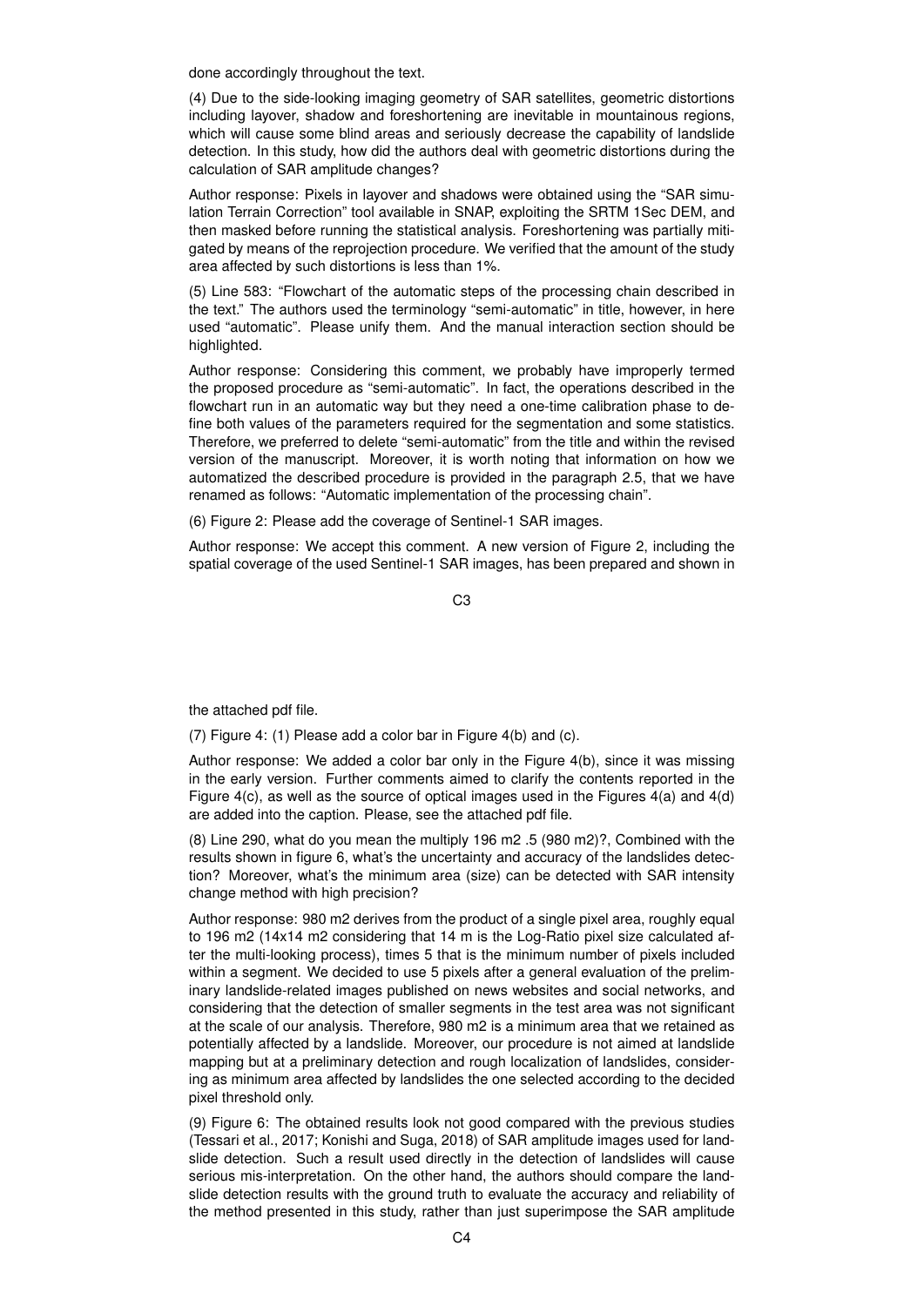done accordingly throughout the text.

(4) Due to the side-looking imaging geometry of SAR satellites, geometric distortions including layover, shadow and foreshortening are inevitable in mountainous regions, which will cause some blind areas and seriously decrease the capability of landslide detection. In this study, how did the authors deal with geometric distortions during the calculation of SAR amplitude changes?

Author response: Pixels in layover and shadows were obtained using the "SAR simulation Terrain Correction" tool available in SNAP, exploiting the SRTM 1Sec DEM, and then masked before running the statistical analysis. Foreshortening was partially mitigated by means of the reprojection procedure. We verified that the amount of the study area affected by such distortions is less than 1%.

(5) Line 583: "Flowchart of the automatic steps of the processing chain described in the text." The authors used the terminology "semi-automatic" in title, however, in here used "automatic". Please unify them. And the manual interaction section should be highlighted.

Author response: Considering this comment, we probably have improperly termed the proposed procedure as "semi-automatic". In fact, the operations described in the flowchart run in an automatic way but they need a one-time calibration phase to define both values of the parameters required for the segmentation and some statistics. Therefore, we preferred to delete "semi-automatic" from the title and within the revised version of the manuscript. Moreover, it is worth noting that information on how we automatized the described procedure is provided in the paragraph 2.5, that we have renamed as follows: "Automatic implementation of the processing chain".

(6) Figure 2: Please add the coverage of Sentinel-1 SAR images.

Author response: We accept this comment. A new version of Figure 2, including the spatial coverage of the used Sentinel-1 SAR images, has been prepared and shown in the attached pdf file.

(7) Figure 4: (1) Please add a color bar in Figure 4(b) and (c).

Author response: We added a color bar only in the Figure 4(b), since it was missing in the early version. Further comments aimed to clarify the contents reported in the Figure 4(c), as well as the source of optical images used in the Figures 4(a) and 4(d) are added into the caption. Please, see the attached pdf file.

(8) Line 290, what do you mean the multiply 196 m2 .5 (980 m2)?, Combined with the results shown in figure 6, what's the uncertainty and accuracy of the landslides detection? Moreover, what's the minimum area (size) can be detected with SAR intensity change method with high precision?

Author response: 980 m2 derives from the product of a single pixel area, roughly equal to 196 m2 (14x14 m2 considering that 14 m is the Log-Ratio pixel size calculated after the multi-looking process), times 5 that is the minimum number of pixels included within a segment. We decided to use 5 pixels after a general evaluation of the preliminary landslide-related images published on news websites and social networks, and considering that the detection of smaller segments in the test area was not significant at the scale of our analysis. Therefore, 980 m2 is a minimum area that we retained as potentially affected by a landslide. Moreover, our procedure is not aimed at landslide mapping but at a preliminary detection and rough localization of landslides, considering as minimum area affected by landslides the one selected according to the decided pixel threshold only.

(9) Figure 6: The obtained results look not good compared with the previous studies (Tessari et al., 2017; Konishi and Suga, 2018) of SAR amplitude images used for landslide detection. Such a result used directly in the detection of landslides will cause serious mis-interpretation. On the other hand, the authors should compare the landslide detection results with the ground truth to evaluate the accuracy and reliability of the method presented in this study, rather than just superimpose the SAR amplitude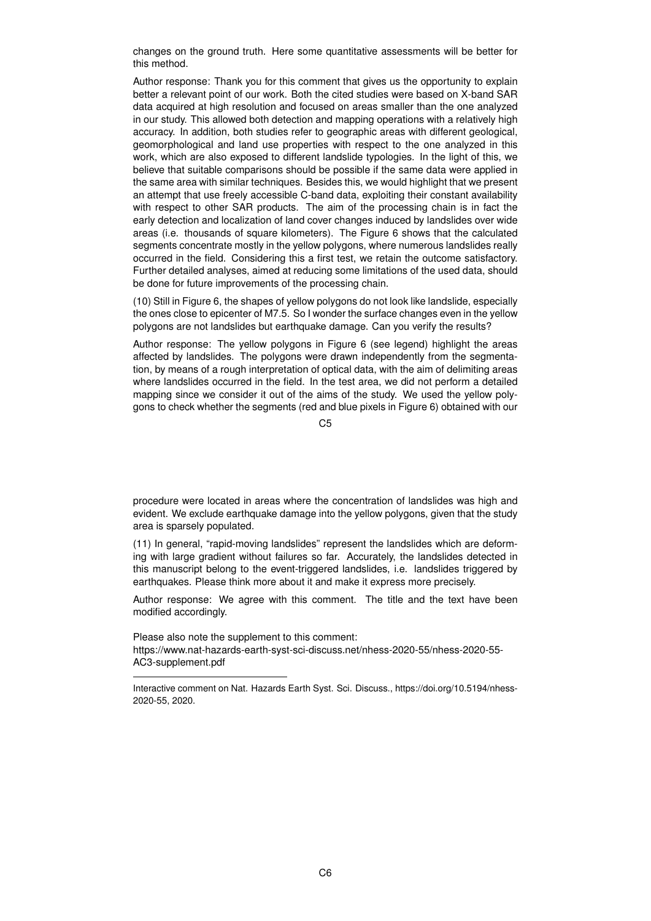changes on the ground truth. Here some quantitative assessments will be better for this method.

Author response: Thank you for this comment that gives us the opportunity to explain better a relevant point of our work. Both the cited studies were based on X-band SAR data acquired at high resolution and focused on areas smaller than the one analyzed in our study. This allowed both detection and mapping operations with a relatively high accuracy. In addition, both studies refer to geographic areas with different geological, geomorphological and land use properties with respect to the one analyzed in this work, which are also exposed to different landslide typologies. In the light of this, we believe that suitable comparisons should be possible if the same data were applied in the same area with similar techniques. Besides this, we would highlight that we present an attempt that use freely accessible C-band data, exploiting their constant availability with respect to other SAR products. The aim of the processing chain is in fact the early detection and localization of land cover changes induced by landslides over wide areas (i.e. thousands of square kilometers). The Figure 6 shows that the calculated segments concentrate mostly in the yellow polygons, where numerous landslides really occurred in the field. Considering this a first test, we retain the outcome satisfactory. Further detailed analyses, aimed at reducing some limitations of the used data, should be done for future improvements of the processing chain.

(10) Still in Figure 6, the shapes of yellow polygons do not look like landslide, especially the ones close to epicenter of M7.5. So I wonder the surface changes even in the yellow polygons are not landslides but earthquake damage. Can you verify the results?

Author response: The yellow polygons in Figure 6 (see legend) highlight the areas affected by landslides. The polygons were drawn independently from the segmentation, by means of a rough interpretation of optical data, with the aim of delimiting areas where landslides occurred in the field. In the test area, we did not perform a detailed mapping since we consider it out of the aims of the study. We used the yellow polygons to check whether the segments (red and blue pixels in Figure 6) obtained with our procedure were located in areas where the concentration of landslides was high and evident. We exclude earthquake damage into the yellow polygons, given that the study area is sparsely populated.

(11) In general, "rapid-moving landslides" represent the landslides which are deforming with large gradient without failures so far. Accurately, the landslides detected in this manuscript belong to the event-triggered landslides, i.e. landslides triggered by earthquakes. Please think more about it and make it express more precisely.

Author response: We agree with this comment. The title and the text have been modified accordingly.

Please also note the supplement to this comment:
https://www.nat-hazards-earth-syst-sci-discuss.net/nhess-2020-55/nhess-2020-55-AC3-supplement.pdf

---

Interactive comment on Nat. Hazards Earth Syst. Sci. Discuss., https://doi.org/10.5194/nhess-2020-55, 2020.